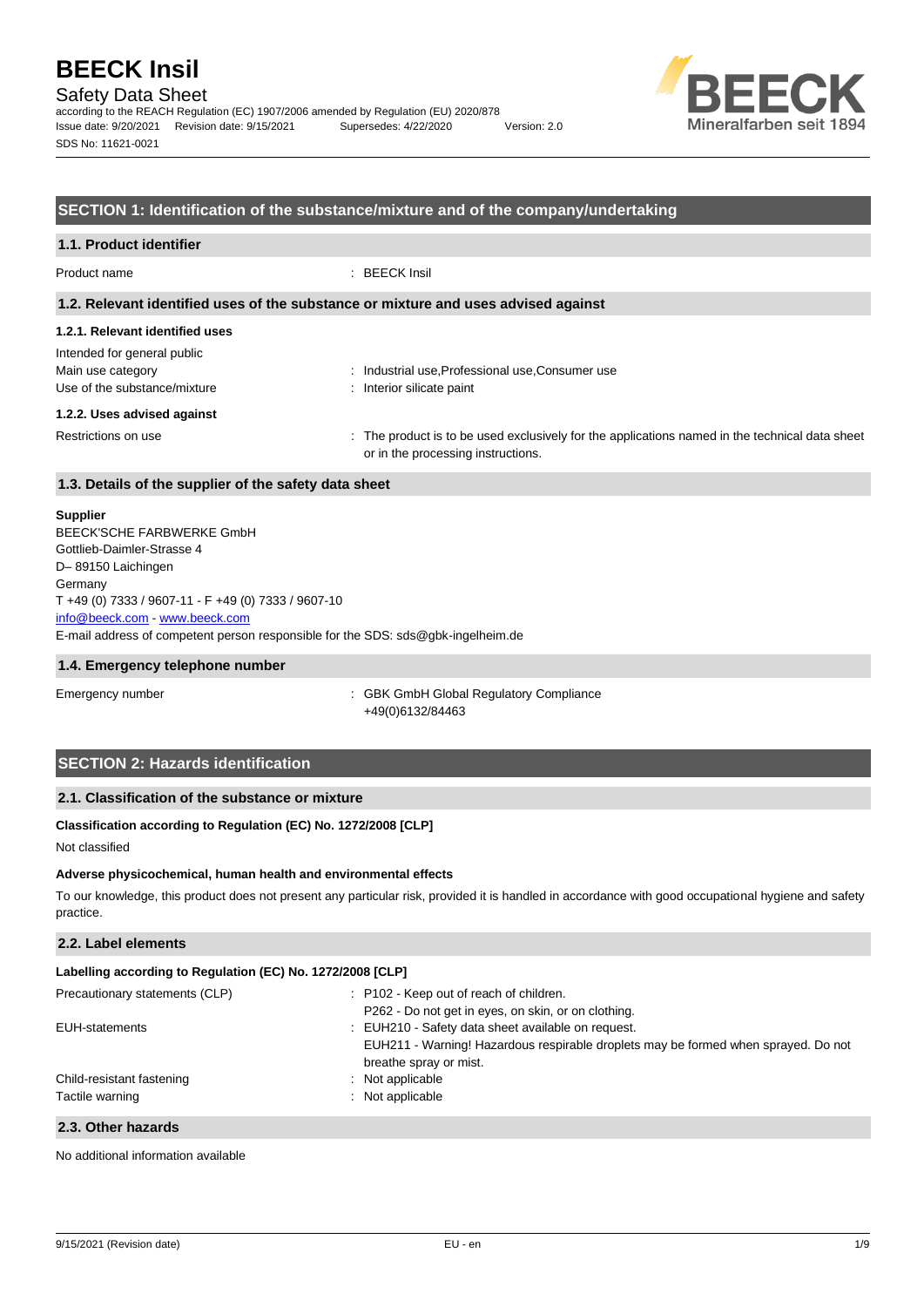# BEECK Insil

Safety Data Sheet

according to the REACH Regulation (EC) 1907/2006 amended by Regulation (EU) 2020/878

Issue date: 9/20/2021 Revision date: 9/15/2021 Supersedes: 4/22/2020 Version: 2.0

SDS No: 11621-0021

## SECTION 1: Identification of the substance/mixture and of the company/undertaking

### 1.1. Product identifier

Product name : BEECK Insil

### 1.2. Relevant identified uses of the substance or mixture and uses advised against

#### 1.2.1. Relevant identified uses

Intended for general public

Main use category : Industrial use,Professional use,Consumer use

Use of the substance/mixture : Interior silicate paint

#### 1.2.2. Uses advised against

Restrictions on use : The product is to be used exclusively for the applications named in the technical data sheet or in the processing instructions.

### 1.3. Details of the supplier of the safety data sheet

**Supplier**

BEECK'SCHE FARBWERKE GmbH
Gottlieb-Daimler-Strasse 4
D– 89150 Laichingen
Germany
T +49 (0) 7333 / 9607-11 - F +49 (0) 7333 / 9607-10
info@beeck.com - www.beeck.com
E-mail address of competent person responsible for the SDS: sds@gbk-ingelheim.de

### 1.4. Emergency telephone number

Emergency number : GBK GmbH Global Regulatory Compliance
+49(0)6132/84463

## SECTION 2: Hazards identification

### 2.1. Classification of the substance or mixture

**Classification according to Regulation (EC) No. 1272/2008 [CLP]**

Not classified

**Adverse physicochemical, human health and environmental effects**

To our knowledge, this product does not present any particular risk, provided it is handled in accordance with good occupational hygiene and safety practice.

### 2.2. Label elements

**Labelling according to Regulation (EC) No. 1272/2008 [CLP]**

Precautionary statements (CLP) : P102 - Keep out of reach of children.
P262 - Do not get in eyes, on skin, or on clothing.

EUH-statements : EUH210 - Safety data sheet available on request.
EUH211 - Warning! Hazardous respirable droplets may be formed when sprayed. Do not breathe spray or mist.

Child-resistant fastening : Not applicable

Tactile warning : Not applicable

### 2.3. Other hazards

No additional information available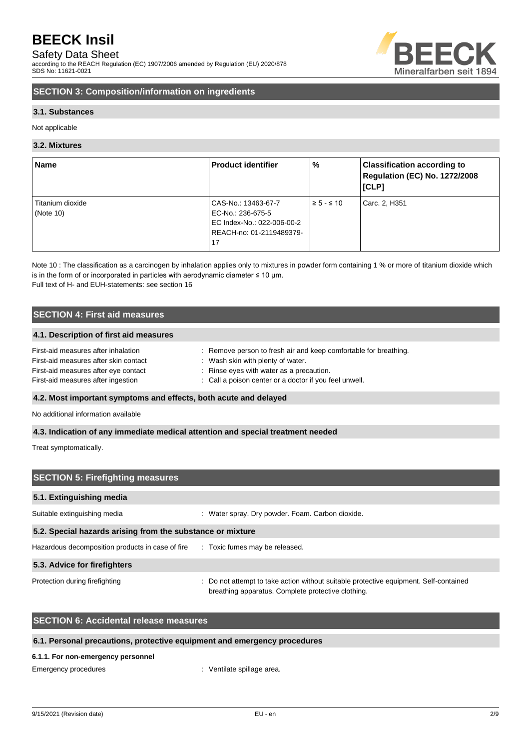## SECTION 3: Composition/information on ingredients

### 3.1. Substances

Not applicable

### 3.2. Mixtures

| Name | Product identifier | % | Classification according to Regulation (EC) No. 1272/2008 [CLP] |
|---|---|---|---|
| Titanium dioxide (Note 10) | CAS-No.: 13463-67-7<br>EC-No.: 236-675-5<br>EC Index-No.: 022-006-00-2<br>REACH-no: 01-2119489379-17 | ≥ 5 - ≤ 10 | Carc. 2, H351 |

Note 10 : The classification as a carcinogen by inhalation applies only to mixtures in powder form containing 1 % or more of titanium dioxide which is in the form of or incorporated in particles with aerodynamic diameter ≤ 10 μm.
Full text of H- and EUH-statements: see section 16

## SECTION 4: First aid measures

### 4.1. Description of first aid measures

First-aid measures after inhalation : Remove person to fresh air and keep comfortable for breathing.
First-aid measures after skin contact : Wash skin with plenty of water.
First-aid measures after eye contact : Rinse eyes with water as a precaution.
First-aid measures after ingestion : Call a poison center or a doctor if you feel unwell.

### 4.2. Most important symptoms and effects, both acute and delayed

No additional information available

### 4.3. Indication of any immediate medical attention and special treatment needed

Treat symptomatically.

## SECTION 5: Firefighting measures

### 5.1. Extinguishing media

Suitable extinguishing media : Water spray. Dry powder. Foam. Carbon dioxide.

### 5.2. Special hazards arising from the substance or mixture

Hazardous decomposition products in case of fire : Toxic fumes may be released.

### 5.3. Advice for firefighters

Protection during firefighting : Do not attempt to take action without suitable protective equipment. Self-contained breathing apparatus. Complete protective clothing.

## SECTION 6: Accidental release measures

### 6.1. Personal precautions, protective equipment and emergency procedures

#### 6.1.1. For non-emergency personnel

Emergency procedures : Ventilate spillage area.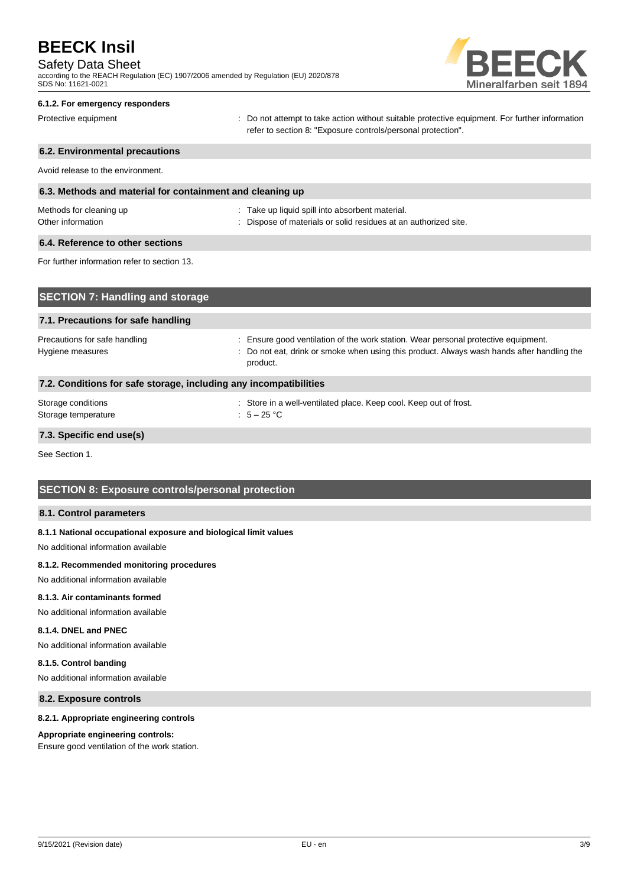#### 6.1.2. For emergency responders

| | |
|---|---|
| Protective equipment | : Do not attempt to take action without suitable protective equipment. For further information refer to section 8: "Exposure controls/personal protection". |

### 6.2. Environmental precautions

Avoid release to the environment.

### 6.3. Methods and material for containment and cleaning up

| | |
|---|---|
| Methods for cleaning up | : Take up liquid spill into absorbent material. |
| Other information | : Dispose of materials or solid residues at an authorized site. |

### 6.4. Reference to other sections

For further information refer to section 13.

## SECTION 7: Handling and storage

### 7.1. Precautions for safe handling

| | |
|---|---|
| Precautions for safe handling | : Ensure good ventilation of the work station. Wear personal protective equipment. |
| Hygiene measures | : Do not eat, drink or smoke when using this product. Always wash hands after handling the product. |

### 7.2. Conditions for safe storage, including any incompatibilities

| | |
|---|---|
| Storage conditions | : Store in a well-ventilated place. Keep cool. Keep out of frost. |
| Storage temperature | : 5 – 25 °C |

### 7.3. Specific end use(s)

See Section 1.

## SECTION 8: Exposure controls/personal protection

### 8.1. Control parameters

#### 8.1.1 National occupational exposure and biological limit values

No additional information available

#### 8.1.2. Recommended monitoring procedures

No additional information available

#### 8.1.3. Air contaminants formed

No additional information available

#### 8.1.4. DNEL and PNEC

No additional information available

#### 8.1.5. Control banding

No additional information available

### 8.2. Exposure controls

#### 8.2.1. Appropriate engineering controls

**Appropriate engineering controls:**

Ensure good ventilation of the work station.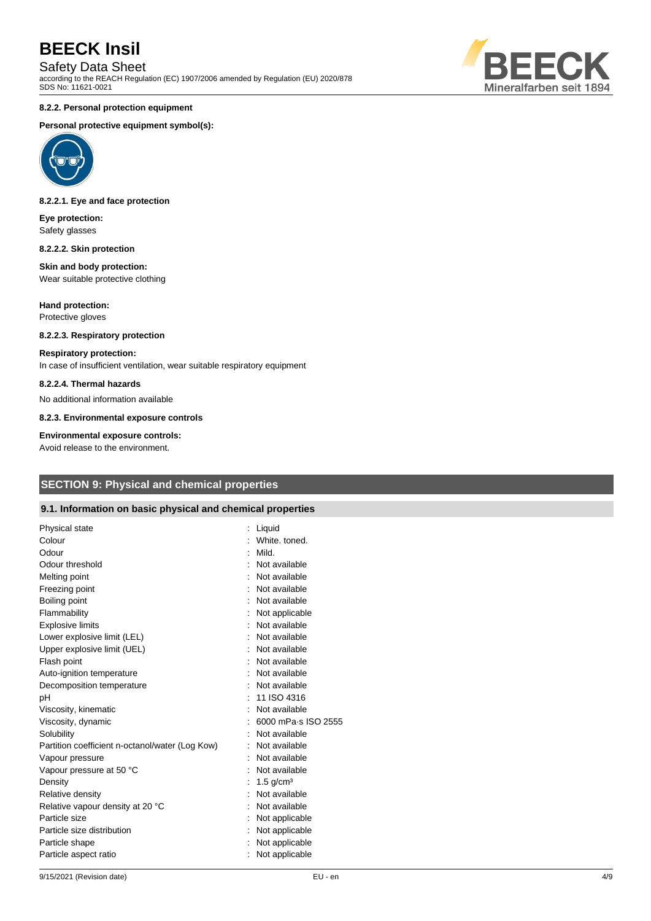#### 8.2.2. Personal protection equipment

**Personal protective equipment symbol(s):**

##### 8.2.2.1. Eye and face protection

**Eye protection:**
Safety glasses

##### 8.2.2.2. Skin protection

**Skin and body protection:**
Wear suitable protective clothing

**Hand protection:**
Protective gloves

##### 8.2.2.3. Respiratory protection

**Respiratory protection:**
In case of insufficient ventilation, wear suitable respiratory equipment

##### 8.2.2.4. Thermal hazards

No additional information available

#### 8.2.3. Environmental exposure controls

**Environmental exposure controls:**
Avoid release to the environment.

## SECTION 9: Physical and chemical properties

### 9.1. Information on basic physical and chemical properties

| Property | Value |
|---|---|
| Physical state | : Liquid |
| Colour | : White. toned. |
| Odour | : Mild. |
| Odour threshold | : Not available |
| Melting point | : Not available |
| Freezing point | : Not available |
| Boiling point | : Not available |
| Flammability | : Not applicable |
| Explosive limits | : Not available |
| Lower explosive limit (LEL) | : Not available |
| Upper explosive limit (UEL) | : Not available |
| Flash point | : Not available |
| Auto-ignition temperature | : Not available |
| Decomposition temperature | : Not available |
| pH | : 11 ISO 4316 |
| Viscosity, kinematic | : Not available |
| Viscosity, dynamic | : 6000 mPa·s ISO 2555 |
| Solubility | : Not available |
| Partition coefficient n-octanol/water (Log Kow) | : Not available |
| Vapour pressure | : Not available |
| Vapour pressure at 50 °C | : Not available |
| Density | : 1.5 g/cm³ |
| Relative density | : Not available |
| Relative vapour density at 20 °C | : Not available |
| Particle size | : Not applicable |
| Particle size distribution | : Not applicable |
| Particle shape | : Not applicable |
| Particle aspect ratio | : Not applicable |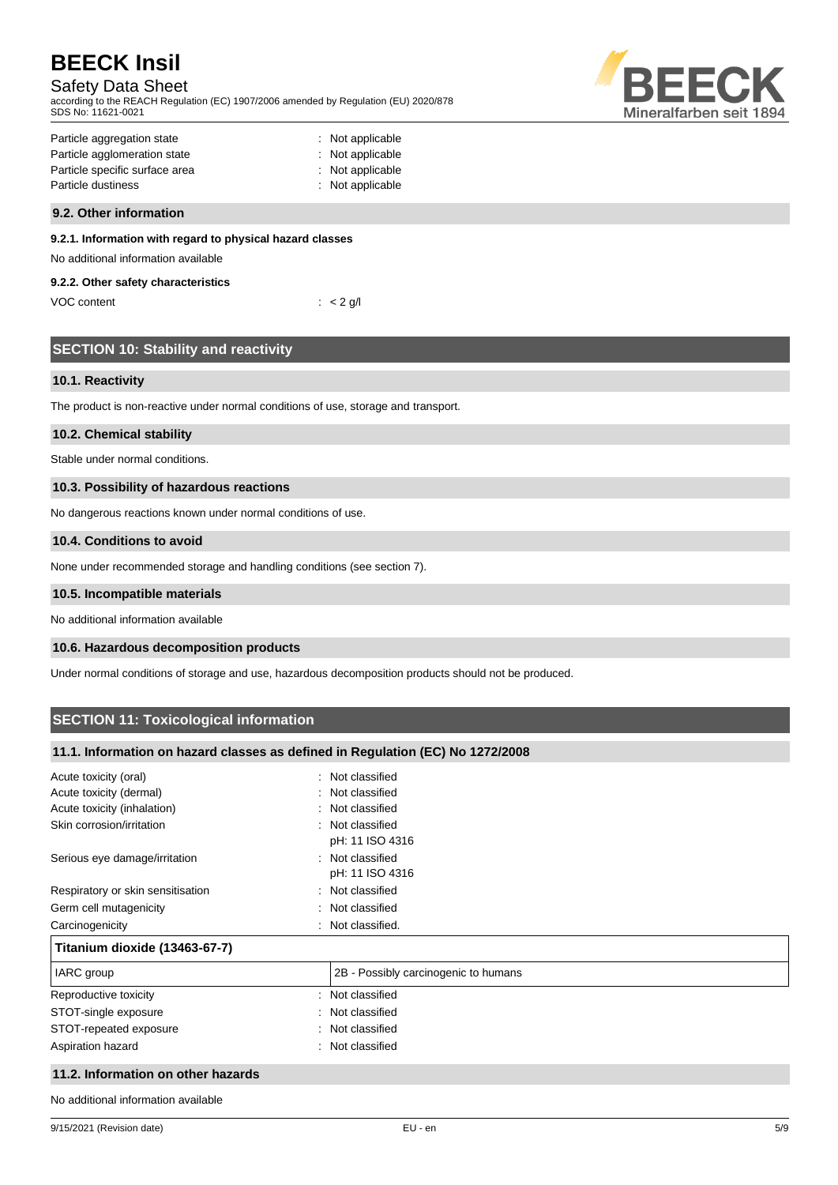| | |
|---|---|
| Particle aggregation state | : Not applicable |
| Particle agglomeration state | : Not applicable |
| Particle specific surface area | : Not applicable |
| Particle dustiness | : Not applicable |

### 9.2. Other information

#### 9.2.1. Information with regard to physical hazard classes

No additional information available

#### 9.2.2. Other safety characteristics

| | |
|---|---|
| VOC content | : < 2 g/l |

## SECTION 10: Stability and reactivity

### 10.1. Reactivity

The product is non-reactive under normal conditions of use, storage and transport.

### 10.2. Chemical stability

Stable under normal conditions.

### 10.3. Possibility of hazardous reactions

No dangerous reactions known under normal conditions of use.

### 10.4. Conditions to avoid

None under recommended storage and handling conditions (see section 7).

### 10.5. Incompatible materials

No additional information available

### 10.6. Hazardous decomposition products

Under normal conditions of storage and use, hazardous decomposition products should not be produced.

## SECTION 11: Toxicological information

### 11.1. Information on hazard classes as defined in Regulation (EC) No 1272/2008

| | |
|---|---|
| Acute toxicity (oral) | : Not classified |
| Acute toxicity (dermal) | : Not classified |
| Acute toxicity (inhalation) | : Not classified |
| Skin corrosion/irritation | : Not classified<br>pH: 11 ISO 4316 |
| Serious eye damage/irritation | : Not classified<br>pH: 11 ISO 4316 |
| Respiratory or skin sensitisation | : Not classified |
| Germ cell mutagenicity | : Not classified |
| Carcinogenicity | : Not classified. |

| Titanium dioxide (13463-67-7) | |
|---|---|
| IARC group | 2B - Possibly carcinogenic to humans |

| | |
|---|---|
| Reproductive toxicity | : Not classified |
| STOT-single exposure | : Not classified |
| STOT-repeated exposure | : Not classified |
| Aspiration hazard | : Not classified |

### 11.2. Information on other hazards

No additional information available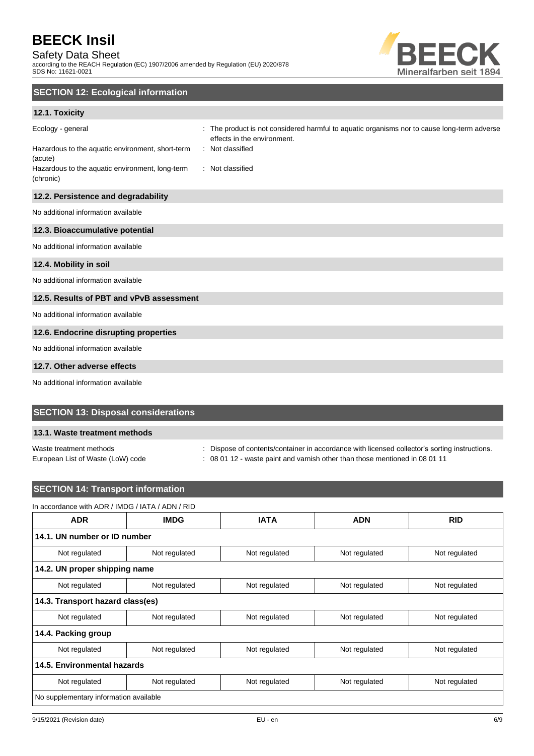## SECTION 12: Ecological information

### 12.1. Toxicity

Ecology - general : The product is not considered harmful to aquatic organisms nor to cause long-term adverse effects in the environment.

Hazardous to the aquatic environment, short-term (acute) : Not classified

Hazardous to the aquatic environment, long-term (chronic) : Not classified

### 12.2. Persistence and degradability

No additional information available

### 12.3. Bioaccumulative potential

No additional information available

### 12.4. Mobility in soil

No additional information available

### 12.5. Results of PBT and vPvB assessment

No additional information available

### 12.6. Endocrine disrupting properties

No additional information available

### 12.7. Other adverse effects

No additional information available

## SECTION 13: Disposal considerations

### 13.1. Waste treatment methods

Waste treatment methods : Dispose of contents/container in accordance with licensed collector's sorting instructions.

European List of Waste (LoW) code : 08 01 12 - waste paint and varnish other than those mentioned in 08 01 11

## SECTION 14: Transport information

In accordance with ADR / IMDG / IATA / ADN / RID

| ADR | IMDG | IATA | ADN | RID |
|---|---|---|---|---|
| **14.1. UN number or ID number** | | | | |
| Not regulated | Not regulated | Not regulated | Not regulated | Not regulated |
| **14.2. UN proper shipping name** | | | | |
| Not regulated | Not regulated | Not regulated | Not regulated | Not regulated |
| **14.3. Transport hazard class(es)** | | | | |
| Not regulated | Not regulated | Not regulated | Not regulated | Not regulated |
| **14.4. Packing group** | | | | |
| Not regulated | Not regulated | Not regulated | Not regulated | Not regulated |
| **14.5. Environmental hazards** | | | | |
| Not regulated | Not regulated | Not regulated | Not regulated | Not regulated |
| No supplementary information available | | | | |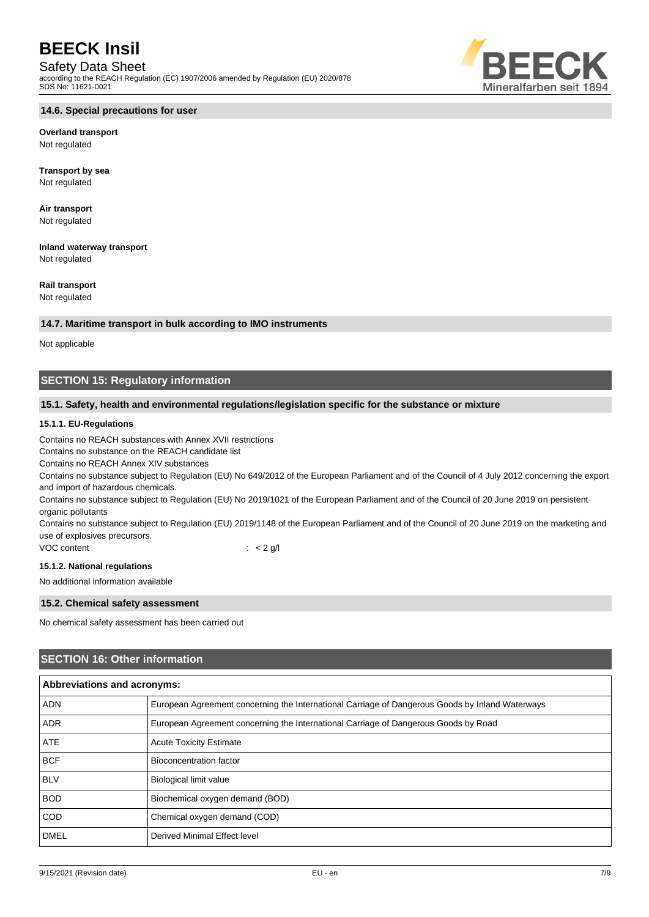### 14.6. Special precautions for user

**Overland transport**
Not regulated

**Transport by sea**
Not regulated

**Air transport**
Not regulated

**Inland waterway transport**
Not regulated

**Rail transport**
Not regulated

### 14.7. Maritime transport in bulk according to IMO instruments

Not applicable

## SECTION 15: Regulatory information

### 15.1. Safety, health and environmental regulations/legislation specific for the substance or mixture

#### 15.1.1. EU-Regulations

Contains no REACH substances with Annex XVII restrictions
Contains no substance on the REACH candidate list
Contains no REACH Annex XIV substances
Contains no substance subject to Regulation (EU) No 649/2012 of the European Parliament and of the Council of 4 July 2012 concerning the export and import of hazardous chemicals.
Contains no substance subject to Regulation (EU) No 2019/1021 of the European Parliament and of the Council of 20 June 2019 on persistent organic pollutants
Contains no substance subject to Regulation (EU) 2019/1148 of the European Parliament and of the Council of 20 June 2019 on the marketing and use of explosives precursors.

VOC content : < 2 g/l

#### 15.1.2. National regulations

No additional information available

### 15.2. Chemical safety assessment

No chemical safety assessment has been carried out

## SECTION 16: Other information

| Abbreviations and acronyms: | |
|---|---|
| ADN | European Agreement concerning the International Carriage of Dangerous Goods by Inland Waterways |
| ADR | European Agreement concerning the International Carriage of Dangerous Goods by Road |
| ATE | Acute Toxicity Estimate |
| BCF | Bioconcentration factor |
| BLV | Biological limit value |
| BOD | Biochemical oxygen demand (BOD) |
| COD | Chemical oxygen demand (COD) |
| DMEL | Derived Minimal Effect level |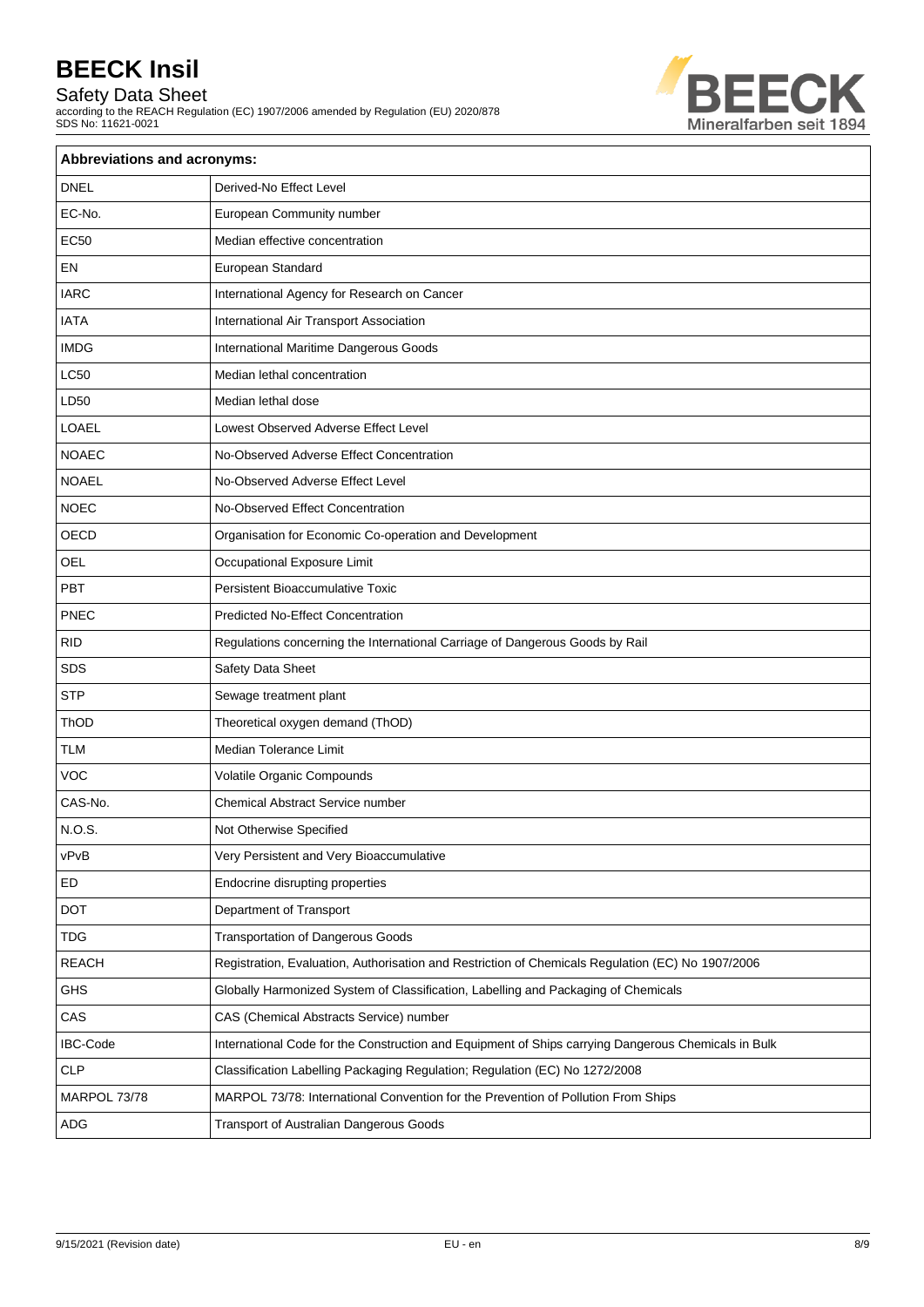| Abbreviations and acronyms: | |
|---|---|
| DNEL | Derived-No Effect Level |
| EC-No. | European Community number |
| EC50 | Median effective concentration |
| EN | European Standard |
| IARC | International Agency for Research on Cancer |
| IATA | International Air Transport Association |
| IMDG | International Maritime Dangerous Goods |
| LC50 | Median lethal concentration |
| LD50 | Median lethal dose |
| LOAEL | Lowest Observed Adverse Effect Level |
| NOAEC | No-Observed Adverse Effect Concentration |
| NOAEL | No-Observed Adverse Effect Level |
| NOEC | No-Observed Effect Concentration |
| OECD | Organisation for Economic Co-operation and Development |
| OEL | Occupational Exposure Limit |
| PBT | Persistent Bioaccumulative Toxic |
| PNEC | Predicted No-Effect Concentration |
| RID | Regulations concerning the International Carriage of Dangerous Goods by Rail |
| SDS | Safety Data Sheet |
| STP | Sewage treatment plant |
| ThOD | Theoretical oxygen demand (ThOD) |
| TLM | Median Tolerance Limit |
| VOC | Volatile Organic Compounds |
| CAS-No. | Chemical Abstract Service number |
| N.O.S. | Not Otherwise Specified |
| vPvB | Very Persistent and Very Bioaccumulative |
| ED | Endocrine disrupting properties |
| DOT | Department of Transport |
| TDG | Transportation of Dangerous Goods |
| REACH | Registration, Evaluation, Authorisation and Restriction of Chemicals Regulation (EC) No 1907/2006 |
| GHS | Globally Harmonized System of Classification, Labelling and Packaging of Chemicals |
| CAS | CAS (Chemical Abstracts Service) number |
| IBC-Code | International Code for the Construction and Equipment of Ships carrying Dangerous Chemicals in Bulk |
| CLP | Classification Labelling Packaging Regulation; Regulation (EC) No 1272/2008 |
| MARPOL 73/78 | MARPOL 73/78: International Convention for the Prevention of Pollution From Ships |
| ADG | Transport of Australian Dangerous Goods |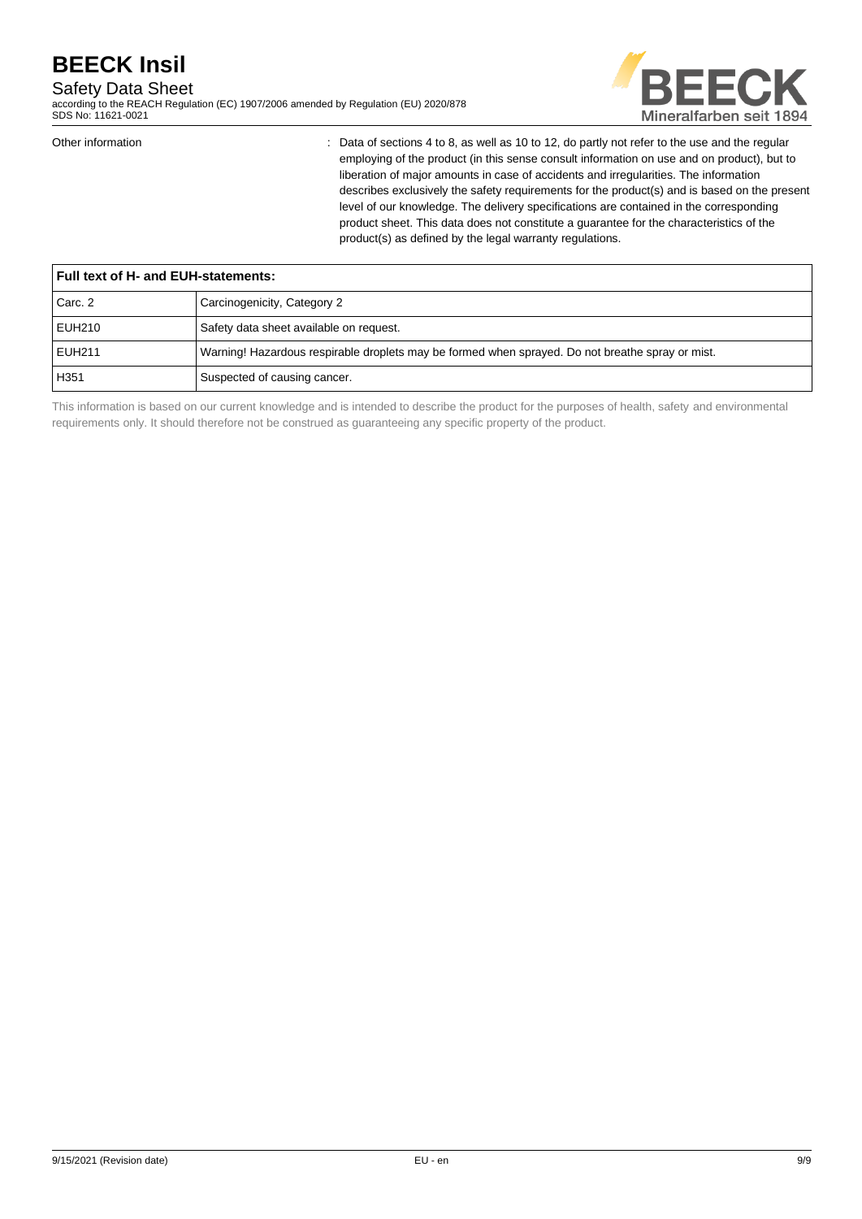Other information : Data of sections 4 to 8, as well as 10 to 12, do partly not refer to the use and the regular employing of the product (in this sense consult information on use and on product), but to liberation of major amounts in case of accidents and irregularities. The information describes exclusively the safety requirements for the product(s) and is based on the present level of our knowledge. The delivery specifications are contained in the corresponding product sheet. This data does not constitute a guarantee for the characteristics of the product(s) as defined by the legal warranty regulations.

| Full text of H- and EUH-statements: | |
|---|---|
| Carc. 2 | Carcinogenicity, Category 2 |
| EUH210 | Safety data sheet available on request. |
| EUH211 | Warning! Hazardous respirable droplets may be formed when sprayed. Do not breathe spray or mist. |
| H351 | Suspected of causing cancer. |

This information is based on our current knowledge and is intended to describe the product for the purposes of health, safety and environmental requirements only. It should therefore not be construed as guaranteeing any specific property of the product.